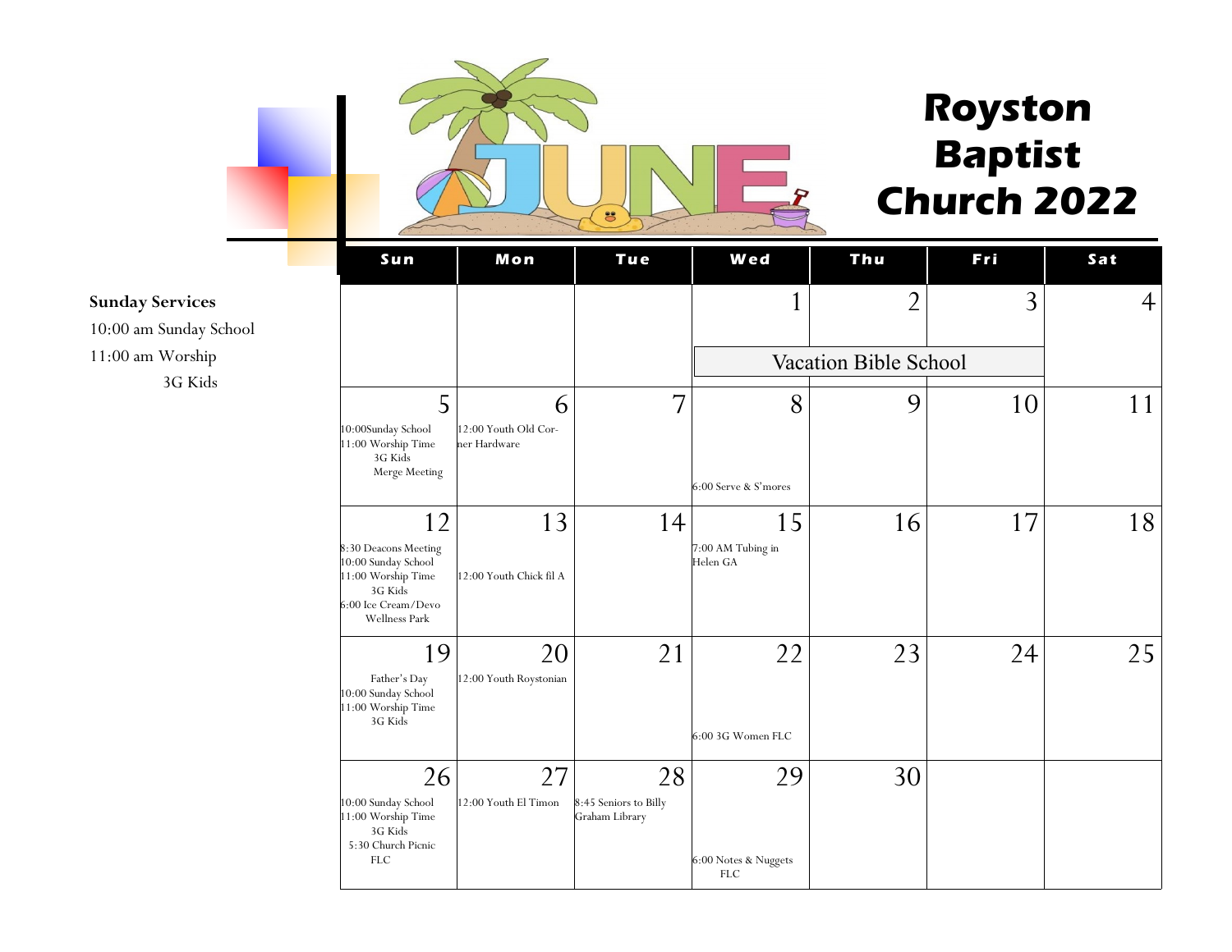# JUNE

# Royston Baptist Church 2022

**Sunday Services**

10:00 am Sunday School

11:00 am Worship

3G Kids

| Sun | Mon | Tue | Wed | Thu | Fri | Sat |
|---|---|---|---|---|---|---|
| | | | 1<br>Vacation Bible School | 2<br>Vacation Bible School | 3<br>Vacation Bible School | 4 |
| 5<br>10:00Sunday School<br>11:00 Worship Time<br>3G Kids<br>Merge Meeting | 6<br>12:00 Youth Old Corner Hardware | 7 | 8<br>6:00 Serve & S'mores | 9 | 10 | 11 |
| 12<br>8:30 Deacons Meeting<br>10:00 Sunday School<br>11:00 Worship Time<br>3G Kids<br>6:00 Ice Cream/Devo Wellness Park | 13<br>12:00 Youth Chick fil A | 14 | 15<br>7:00 AM Tubing in Helen GA | 16 | 17 | 18 |
| 19<br>Father's Day<br>10:00 Sunday School<br>11:00 Worship Time<br>3G Kids | 20<br>12:00 Youth Roystonian | 21 | 22<br>6:00 3G Women FLC | 23 | 24 | 25 |
| 26<br>10:00 Sunday School<br>11:00 Worship Time<br>3G Kids<br>5:30 Church Picnic FLC | 27<br>12:00 Youth El Timon | 28<br>8:45 Seniors to Billy Graham Library | 29<br>6:00 Notes & Nuggets FLC | 30 | | |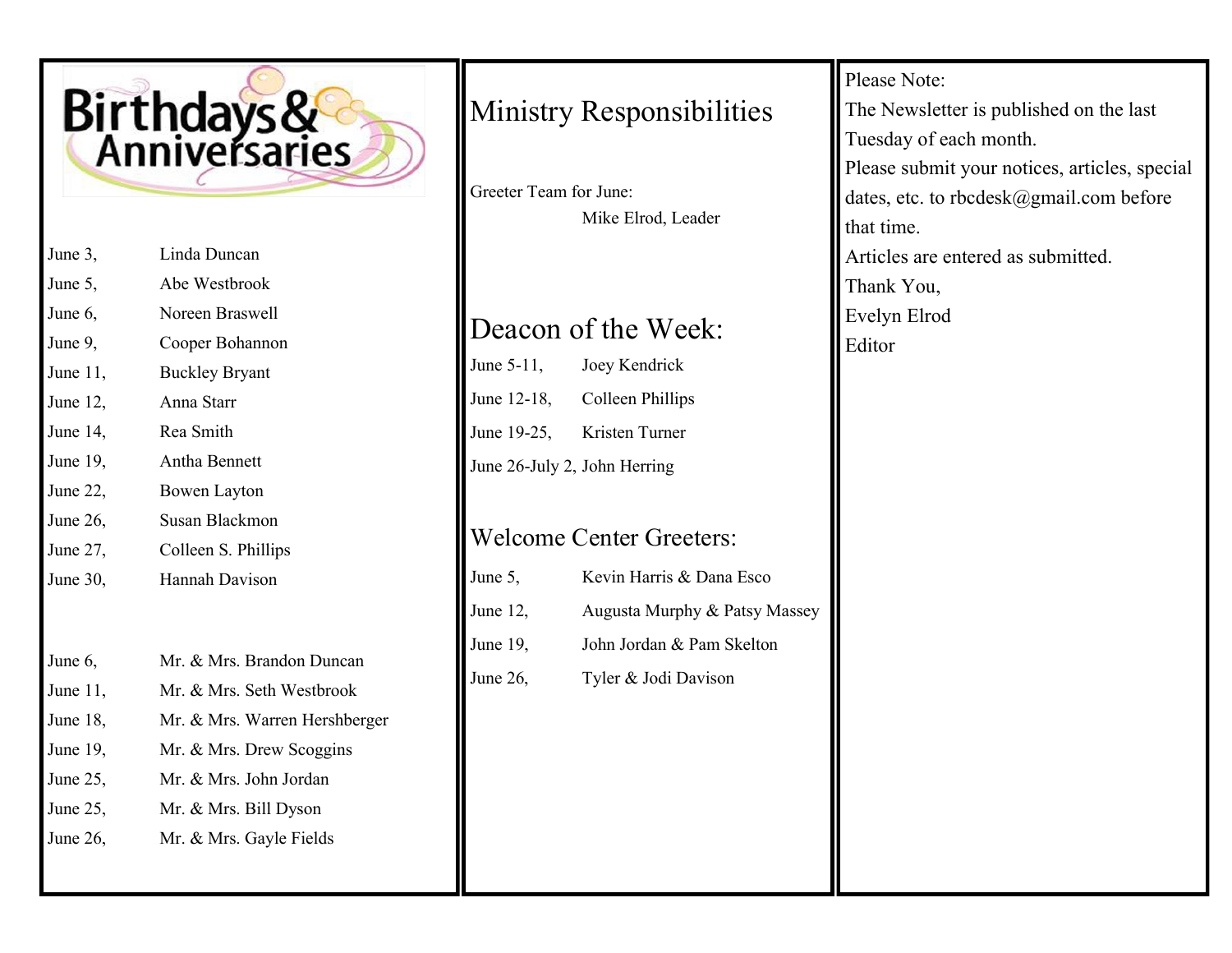# Birthdays & Anniversaries

| | |
|---|---|
| June 3, | Linda Duncan |
| June 5, | Abe Westbrook |
| June 6, | Noreen Braswell |
| June 9, | Cooper Bohannon |
| June 11, | Buckley Bryant |
| June 12, | Anna Starr |
| June 14, | Rea Smith |
| June 19, | Antha Bennett |
| June 22, | Bowen Layton |
| June 26, | Susan Blackmon |
| June 27, | Colleen S. Phillips |
| June 30, | Hannah Davison |

| | |
|---|---|
| June 6, | Mr. & Mrs. Brandon Duncan |
| June 11, | Mr. & Mrs. Seth Westbrook |
| June 18, | Mr. & Mrs. Warren Hershberger |
| June 19, | Mr. & Mrs. Drew Scoggins |
| June 25, | Mr. & Mrs. John Jordan |
| June 25, | Mr. & Mrs. Bill Dyson |
| June 26, | Mr. & Mrs. Gayle Fields |

## Ministry Responsibilities

Greeter Team for June:

Mike Elrod, Leader

## Deacon of the Week:

| | |
|---|---|
| June 5-11, | Joey Kendrick |
| June 12-18, | Colleen Phillips |
| June 19-25, | Kristen Turner |
| June 26-July 2, | John Herring |

## Welcome Center Greeters:

| | |
|---|---|
| June 5, | Kevin Harris & Dana Esco |
| June 12, | Augusta Murphy & Patsy Massey |
| June 19, | John Jordan & Pam Skelton |
| June 26, | Tyler & Jodi Davison |

Please Note:

The Newsletter is published on the last Tuesday of each month.

Please submit your notices, articles, special dates, etc. to rbcdesk@gmail.com before that time.

Articles are entered as submitted.

Thank You,

Evelyn Elrod

Editor